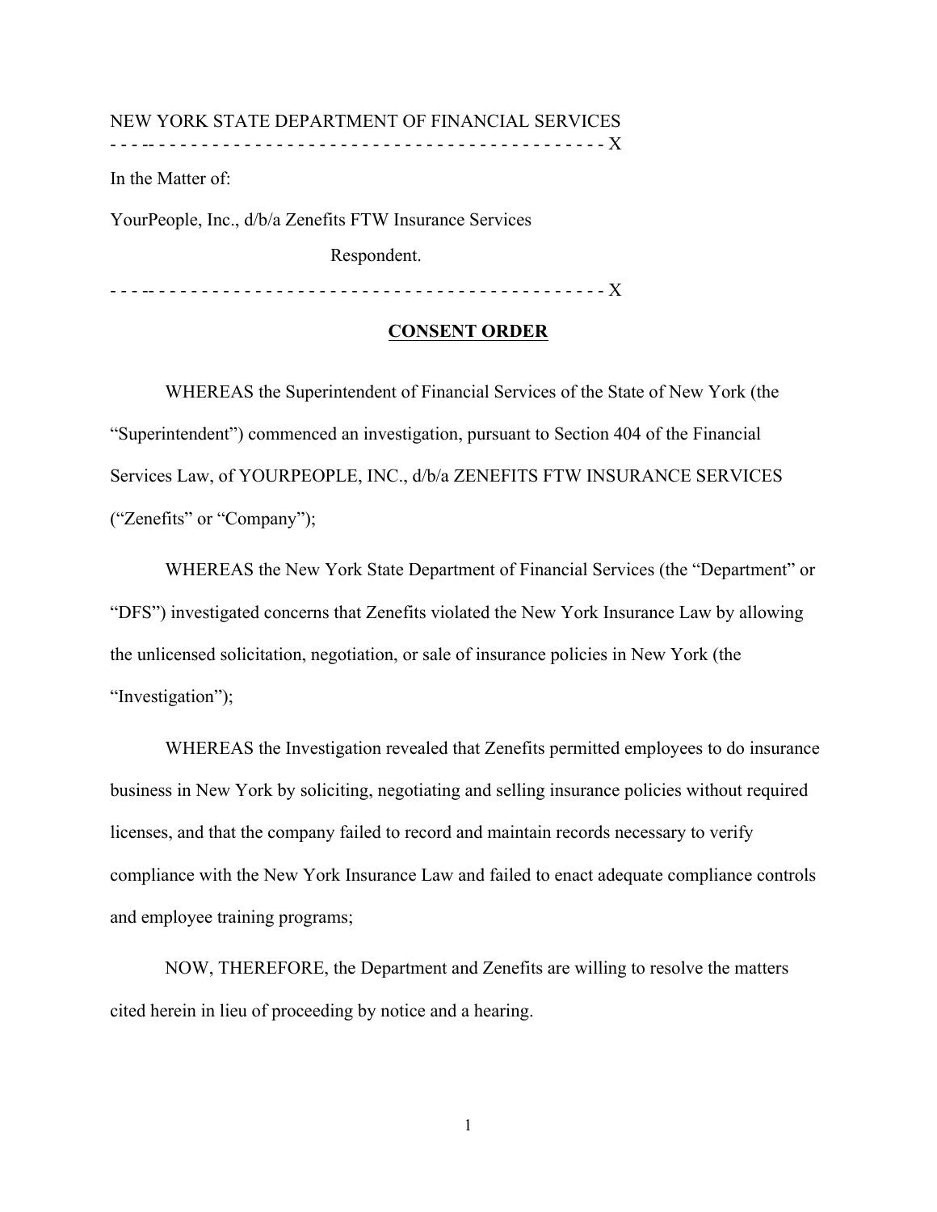NEW YORK STATE DEPARTMENT OF FINANCIAL SERVICES

- - - -- - - - - - - - - - - - - - - - - - - - - - - - - - - - - - - - - - - - - - - - - - - X

In the Matter of:

YourPeople, Inc., d/b/a Zenefits FTW Insurance Services

Respondent.

- - - -- - - - - - - - - - - - - - - - - - - - - - - - - - - - - - - - - - - - - - - - - - - X

**CONSENT ORDER**

WHEREAS the Superintendent of Financial Services of the State of New York (the "Superintendent") commenced an investigation, pursuant to Section 404 of the Financial Services Law, of YOURPEOPLE, INC., d/b/a ZENEFITS FTW INSURANCE SERVICES ("Zenefits" or "Company");

WHEREAS the New York State Department of Financial Services (the "Department" or "DFS") investigated concerns that Zenefits violated the New York Insurance Law by allowing the unlicensed solicitation, negotiation, or sale of insurance policies in New York (the "Investigation");

WHEREAS the Investigation revealed that Zenefits permitted employees to do insurance business in New York by soliciting, negotiating and selling insurance policies without required licenses, and that the company failed to record and maintain records necessary to verify compliance with the New York Insurance Law and failed to enact adequate compliance controls and employee training programs;

NOW, THEREFORE, the Department and Zenefits are willing to resolve the matters cited herein in lieu of proceeding by notice and a hearing.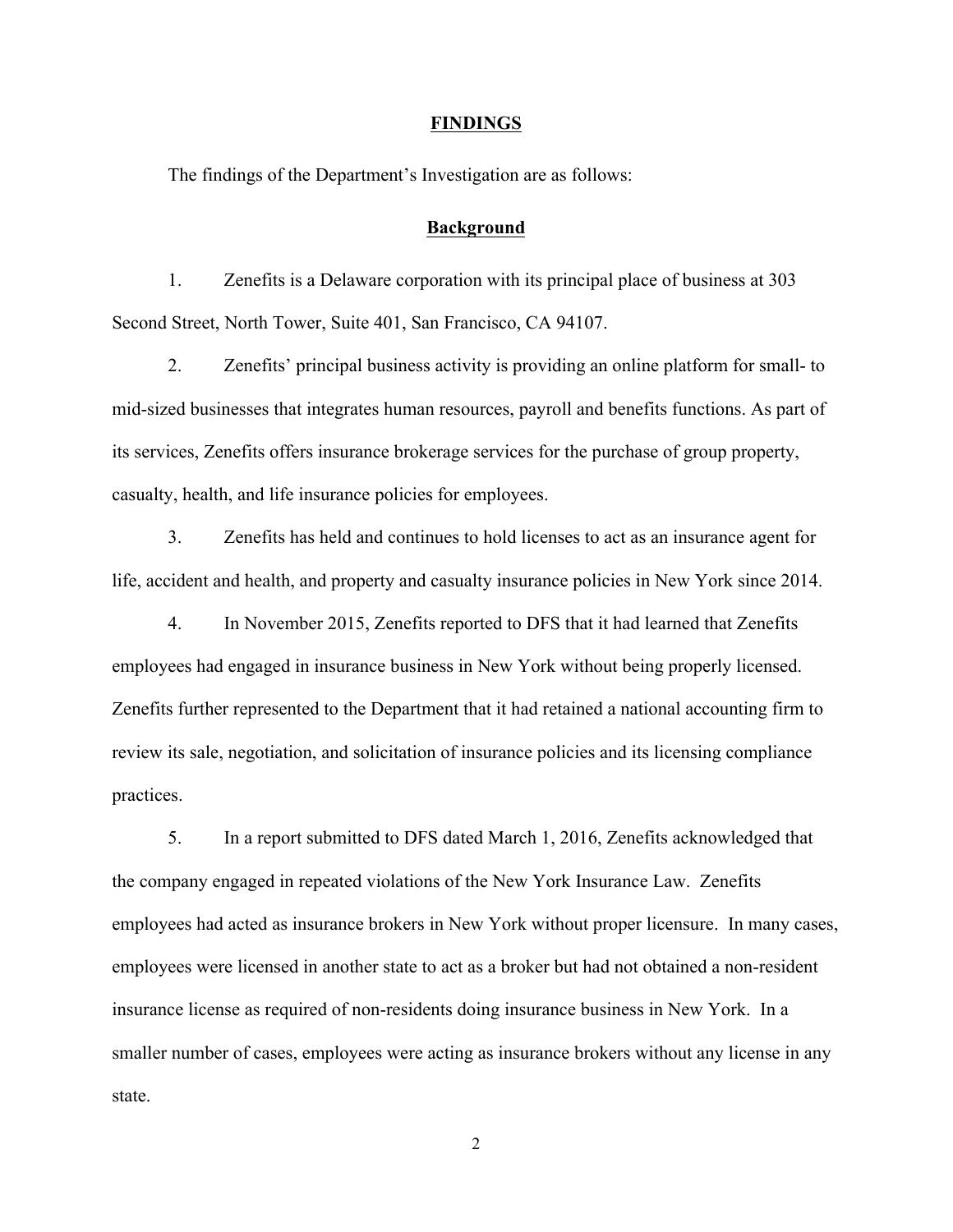## FINDINGS

The findings of the Department's Investigation are as follows:

### Background

1. Zenefits is a Delaware corporation with its principal place of business at 303 Second Street, North Tower, Suite 401, San Francisco, CA 94107.

2. Zenefits' principal business activity is providing an online platform for small- to mid-sized businesses that integrates human resources, payroll and benefits functions. As part of its services, Zenefits offers insurance brokerage services for the purchase of group property, casualty, health, and life insurance policies for employees.

3. Zenefits has held and continues to hold licenses to act as an insurance agent for life, accident and health, and property and casualty insurance policies in New York since 2014.

4. In November 2015, Zenefits reported to DFS that it had learned that Zenefits employees had engaged in insurance business in New York without being properly licensed. Zenefits further represented to the Department that it had retained a national accounting firm to review its sale, negotiation, and solicitation of insurance policies and its licensing compliance practices.

5. In a report submitted to DFS dated March 1, 2016, Zenefits acknowledged that the company engaged in repeated violations of the New York Insurance Law. Zenefits employees had acted as insurance brokers in New York without proper licensure. In many cases, employees were licensed in another state to act as a broker but had not obtained a non-resident insurance license as required of non-residents doing insurance business in New York. In a smaller number of cases, employees were acting as insurance brokers without any license in any state.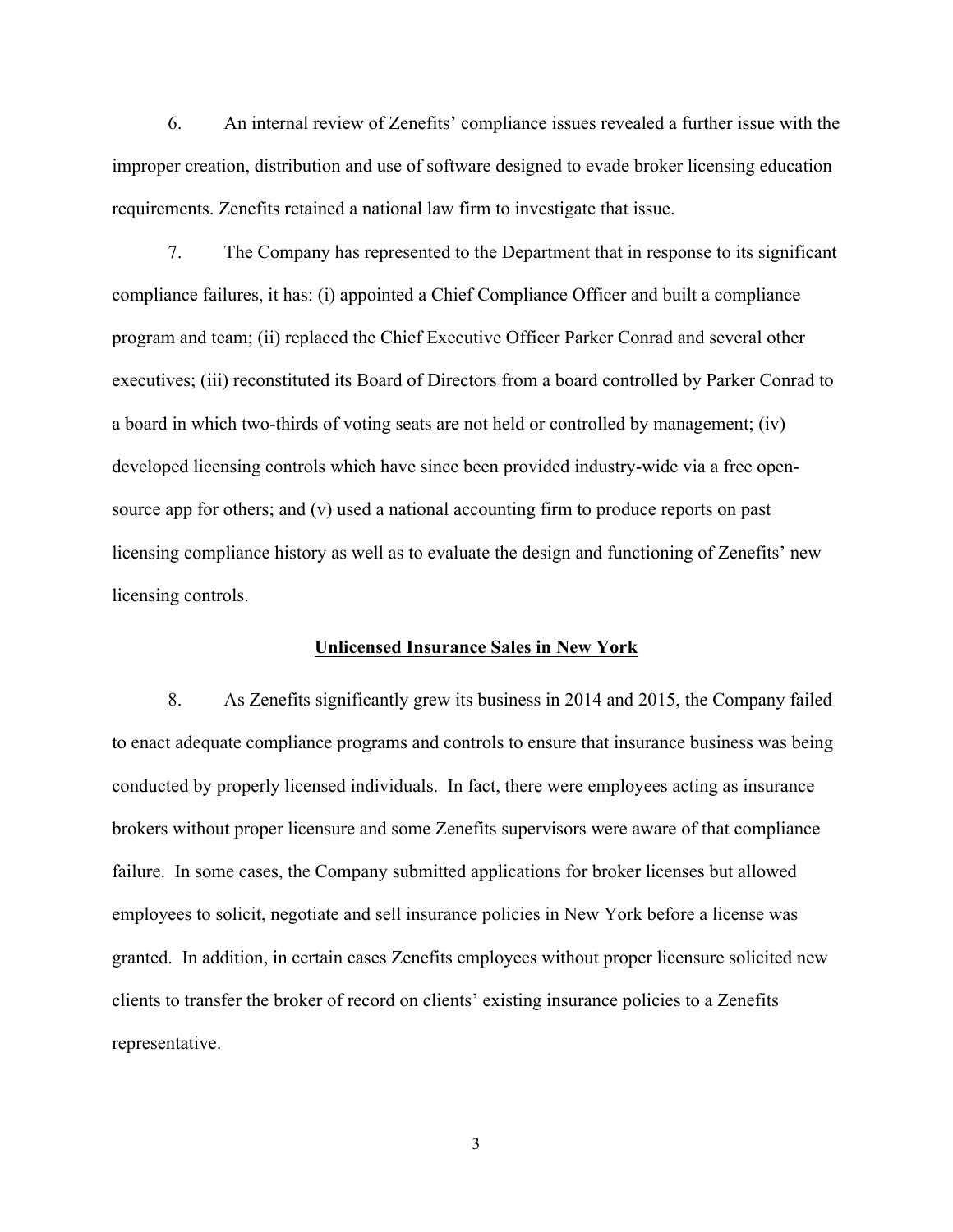6. An internal review of Zenefits' compliance issues revealed a further issue with the improper creation, distribution and use of software designed to evade broker licensing education requirements. Zenefits retained a national law firm to investigate that issue.

7. The Company has represented to the Department that in response to its significant compliance failures, it has: (i) appointed a Chief Compliance Officer and built a compliance program and team; (ii) replaced the Chief Executive Officer Parker Conrad and several other executives; (iii) reconstituted its Board of Directors from a board controlled by Parker Conrad to a board in which two-thirds of voting seats are not held or controlled by management; (iv) developed licensing controls which have since been provided industry-wide via a free open-source app for others; and (v) used a national accounting firm to produce reports on past licensing compliance history as well as to evaluate the design and functioning of Zenefits' new licensing controls.

## Unlicensed Insurance Sales in New York

8. As Zenefits significantly grew its business in 2014 and 2015, the Company failed to enact adequate compliance programs and controls to ensure that insurance business was being conducted by properly licensed individuals. In fact, there were employees acting as insurance brokers without proper licensure and some Zenefits supervisors were aware of that compliance failure. In some cases, the Company submitted applications for broker licenses but allowed employees to solicit, negotiate and sell insurance policies in New York before a license was granted. In addition, in certain cases Zenefits employees without proper licensure solicited new clients to transfer the broker of record on clients' existing insurance policies to a Zenefits representative.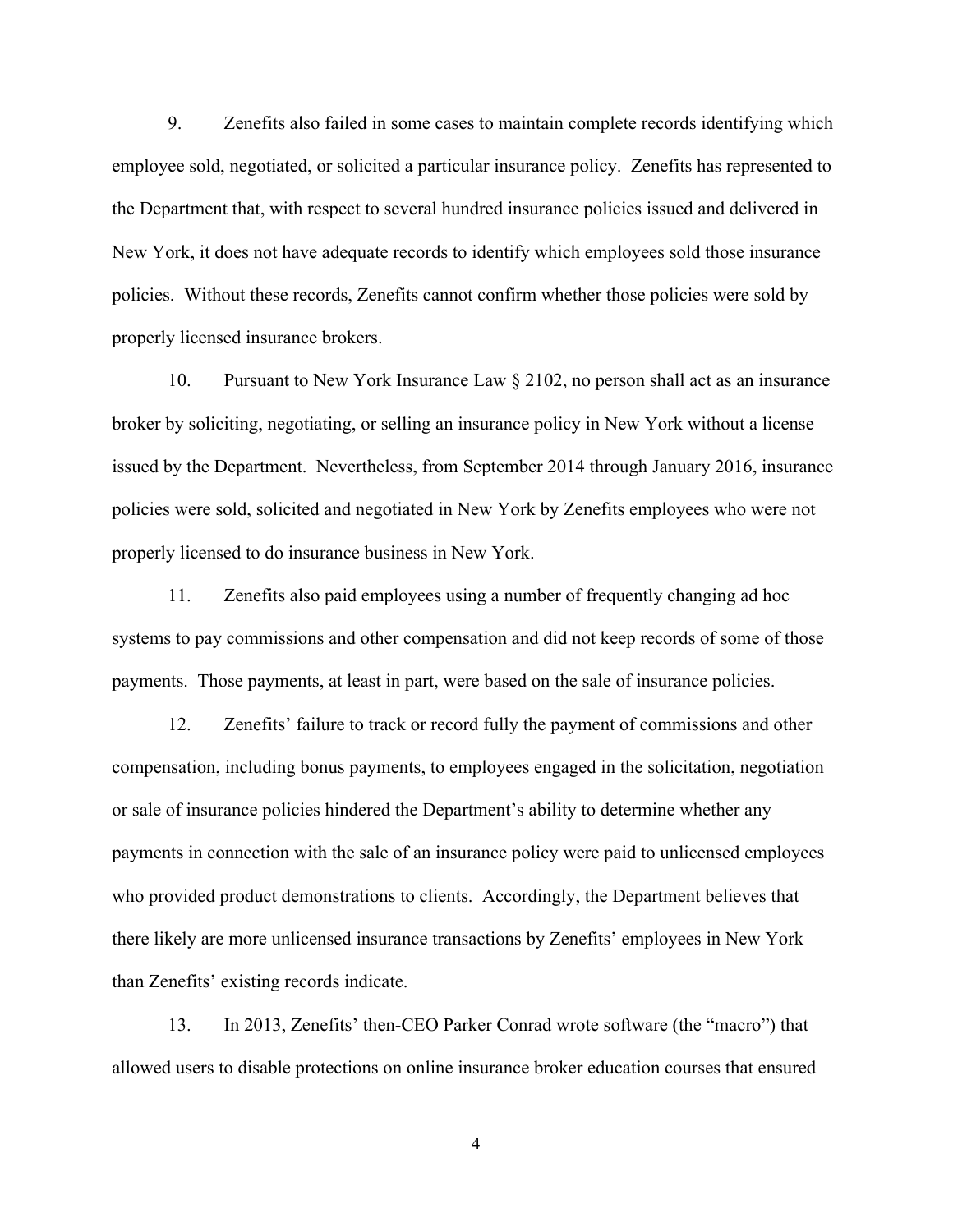9. Zenefits also failed in some cases to maintain complete records identifying which employee sold, negotiated, or solicited a particular insurance policy. Zenefits has represented to the Department that, with respect to several hundred insurance policies issued and delivered in New York, it does not have adequate records to identify which employees sold those insurance policies. Without these records, Zenefits cannot confirm whether those policies were sold by properly licensed insurance brokers.

10. Pursuant to New York Insurance Law § 2102, no person shall act as an insurance broker by soliciting, negotiating, or selling an insurance policy in New York without a license issued by the Department. Nevertheless, from September 2014 through January 2016, insurance policies were sold, solicited and negotiated in New York by Zenefits employees who were not properly licensed to do insurance business in New York.

11. Zenefits also paid employees using a number of frequently changing ad hoc systems to pay commissions and other compensation and did not keep records of some of those payments. Those payments, at least in part, were based on the sale of insurance policies.

12. Zenefits' failure to track or record fully the payment of commissions and other compensation, including bonus payments, to employees engaged in the solicitation, negotiation or sale of insurance policies hindered the Department's ability to determine whether any payments in connection with the sale of an insurance policy were paid to unlicensed employees who provided product demonstrations to clients. Accordingly, the Department believes that there likely are more unlicensed insurance transactions by Zenefits' employees in New York than Zenefits' existing records indicate.

13. In 2013, Zenefits' then-CEO Parker Conrad wrote software (the "macro") that allowed users to disable protections on online insurance broker education courses that ensured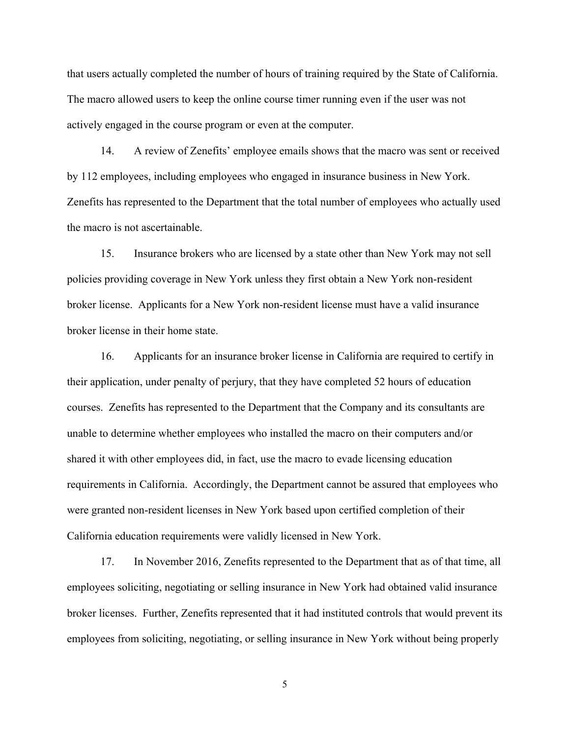that users actually completed the number of hours of training required by the State of California. The macro allowed users to keep the online course timer running even if the user was not actively engaged in the course program or even at the computer.

14. A review of Zenefits' employee emails shows that the macro was sent or received by 112 employees, including employees who engaged in insurance business in New York. Zenefits has represented to the Department that the total number of employees who actually used the macro is not ascertainable.

15. Insurance brokers who are licensed by a state other than New York may not sell policies providing coverage in New York unless they first obtain a New York non-resident broker license. Applicants for a New York non-resident license must have a valid insurance broker license in their home state.

16. Applicants for an insurance broker license in California are required to certify in their application, under penalty of perjury, that they have completed 52 hours of education courses. Zenefits has represented to the Department that the Company and its consultants are unable to determine whether employees who installed the macro on their computers and/or shared it with other employees did, in fact, use the macro to evade licensing education requirements in California. Accordingly, the Department cannot be assured that employees who were granted non-resident licenses in New York based upon certified completion of their California education requirements were validly licensed in New York.

17. In November 2016, Zenefits represented to the Department that as of that time, all employees soliciting, negotiating or selling insurance in New York had obtained valid insurance broker licenses. Further, Zenefits represented that it had instituted controls that would prevent its employees from soliciting, negotiating, or selling insurance in New York without being properly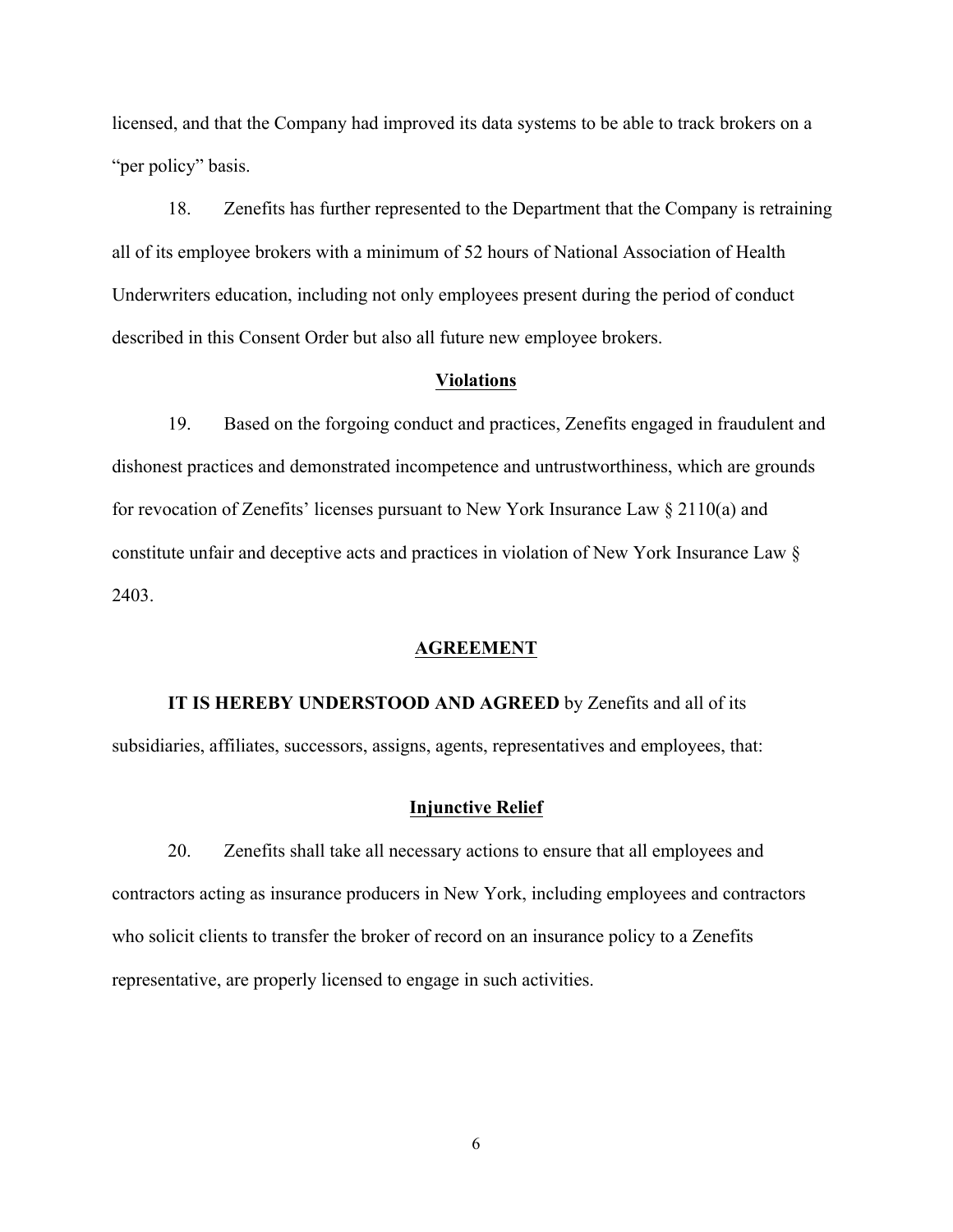licensed, and that the Company had improved its data systems to be able to track brokers on a "per policy" basis.

18. Zenefits has further represented to the Department that the Company is retraining all of its employee brokers with a minimum of 52 hours of National Association of Health Underwriters education, including not only employees present during the period of conduct described in this Consent Order but also all future new employee brokers.

**Violations**

19. Based on the forgoing conduct and practices, Zenefits engaged in fraudulent and dishonest practices and demonstrated incompetence and untrustworthiness, which are grounds for revocation of Zenefits' licenses pursuant to New York Insurance Law § 2110(a) and constitute unfair and deceptive acts and practices in violation of New York Insurance Law § 2403.

**AGREEMENT**

**IT IS HEREBY UNDERSTOOD AND AGREED** by Zenefits and all of its subsidiaries, affiliates, successors, assigns, agents, representatives and employees, that:

**Injunctive Relief**

20. Zenefits shall take all necessary actions to ensure that all employees and contractors acting as insurance producers in New York, including employees and contractors who solicit clients to transfer the broker of record on an insurance policy to a Zenefits representative, are properly licensed to engage in such activities.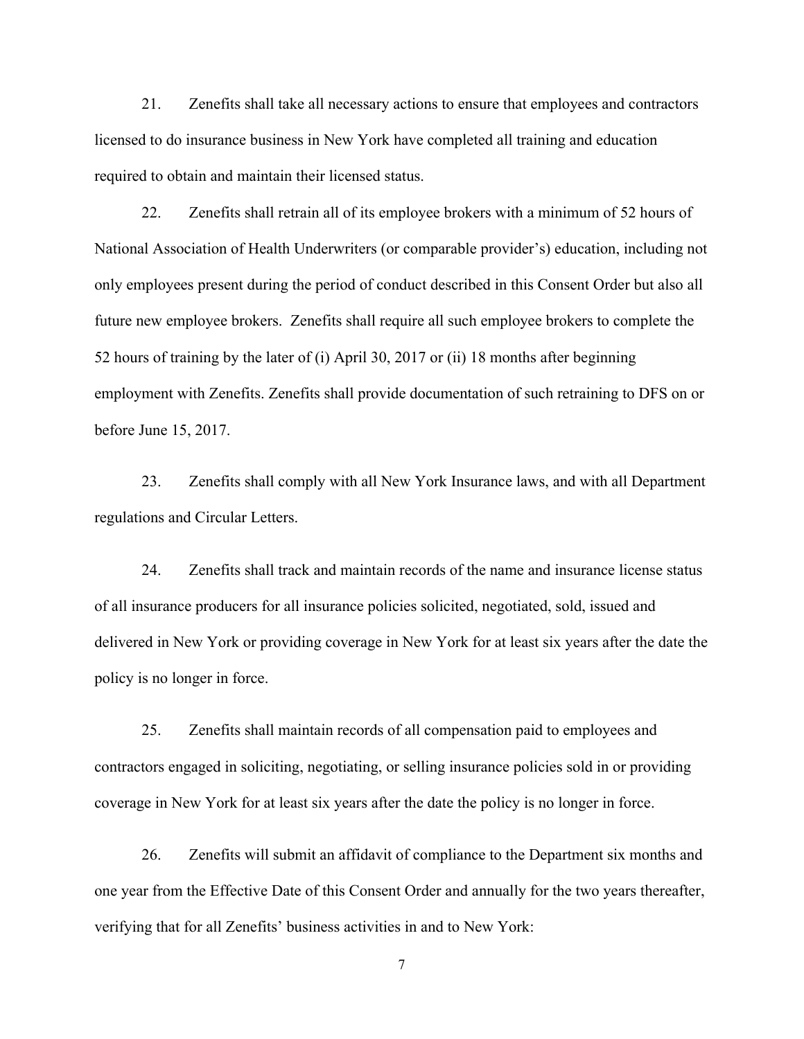21. Zenefits shall take all necessary actions to ensure that employees and contractors licensed to do insurance business in New York have completed all training and education required to obtain and maintain their licensed status.

22. Zenefits shall retrain all of its employee brokers with a minimum of 52 hours of National Association of Health Underwriters (or comparable provider's) education, including not only employees present during the period of conduct described in this Consent Order but also all future new employee brokers. Zenefits shall require all such employee brokers to complete the 52 hours of training by the later of (i) April 30, 2017 or (ii) 18 months after beginning employment with Zenefits. Zenefits shall provide documentation of such retraining to DFS on or before June 15, 2017.

23. Zenefits shall comply with all New York Insurance laws, and with all Department regulations and Circular Letters.

24. Zenefits shall track and maintain records of the name and insurance license status of all insurance producers for all insurance policies solicited, negotiated, sold, issued and delivered in New York or providing coverage in New York for at least six years after the date the policy is no longer in force.

25. Zenefits shall maintain records of all compensation paid to employees and contractors engaged in soliciting, negotiating, or selling insurance policies sold in or providing coverage in New York for at least six years after the date the policy is no longer in force.

26. Zenefits will submit an affidavit of compliance to the Department six months and one year from the Effective Date of this Consent Order and annually for the two years thereafter, verifying that for all Zenefits' business activities in and to New York: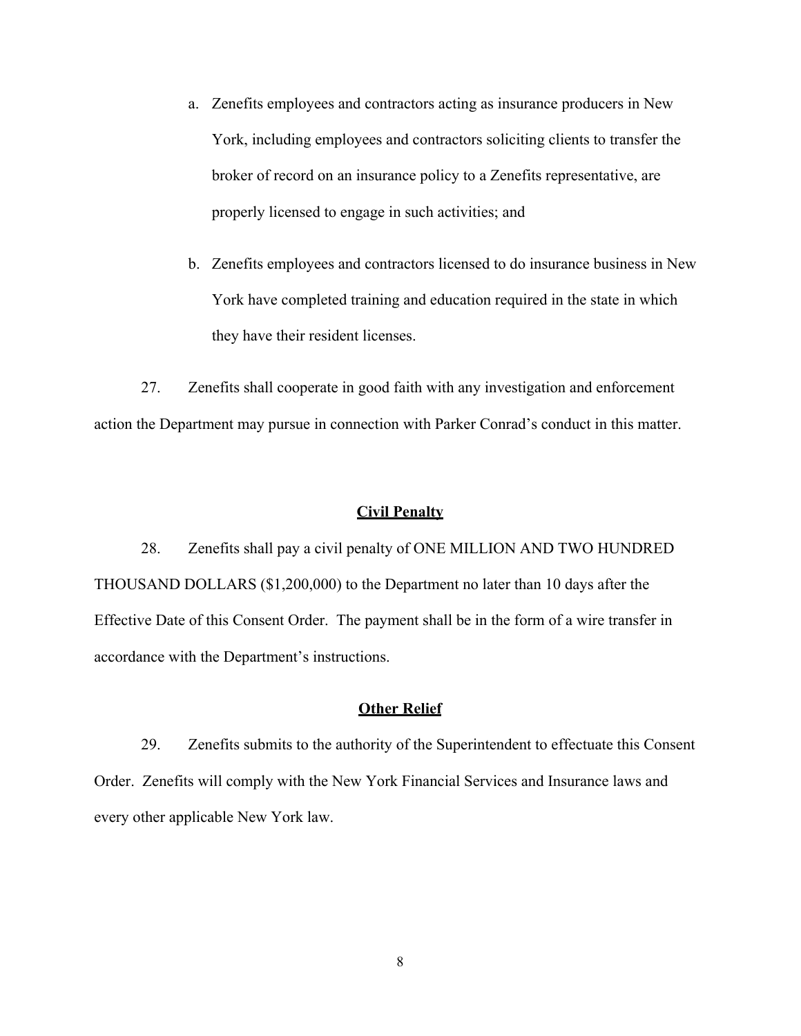a. Zenefits employees and contractors acting as insurance producers in New York, including employees and contractors soliciting clients to transfer the broker of record on an insurance policy to a Zenefits representative, are properly licensed to engage in such activities; and

b. Zenefits employees and contractors licensed to do insurance business in New York have completed training and education required in the state in which they have their resident licenses.

27. Zenefits shall cooperate in good faith with any investigation and enforcement action the Department may pursue in connection with Parker Conrad's conduct in this matter.

**Civil Penalty**

28. Zenefits shall pay a civil penalty of ONE MILLION AND TWO HUNDRED THOUSAND DOLLARS ($1,200,000) to the Department no later than 10 days after the Effective Date of this Consent Order. The payment shall be in the form of a wire transfer in accordance with the Department's instructions.

**Other Relief**

29. Zenefits submits to the authority of the Superintendent to effectuate this Consent Order. Zenefits will comply with the New York Financial Services and Insurance laws and every other applicable New York law.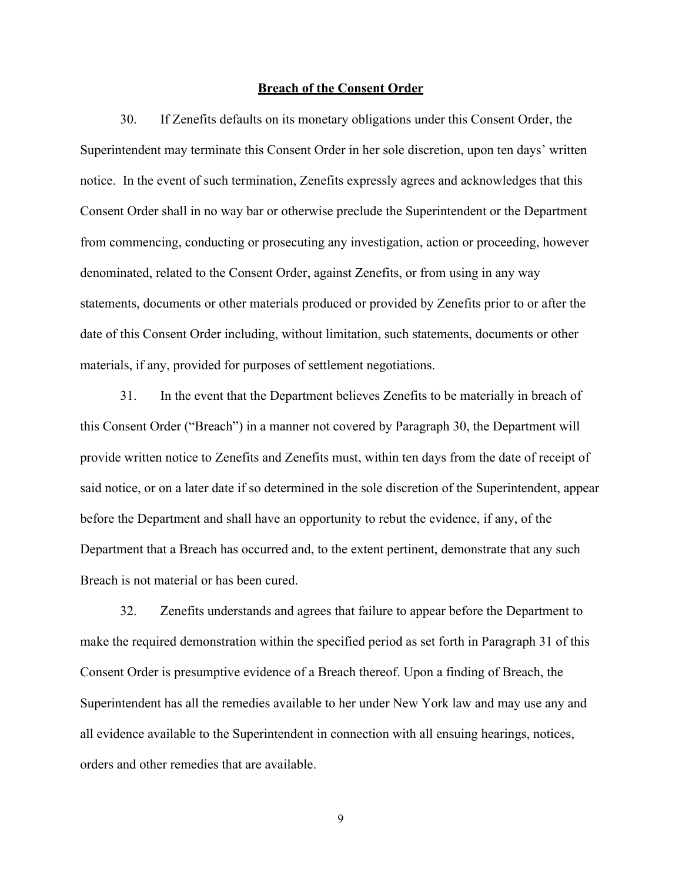## Breach of the Consent Order

30. If Zenefits defaults on its monetary obligations under this Consent Order, the Superintendent may terminate this Consent Order in her sole discretion, upon ten days' written notice. In the event of such termination, Zenefits expressly agrees and acknowledges that this Consent Order shall in no way bar or otherwise preclude the Superintendent or the Department from commencing, conducting or prosecuting any investigation, action or proceeding, however denominated, related to the Consent Order, against Zenefits, or from using in any way statements, documents or other materials produced or provided by Zenefits prior to or after the date of this Consent Order including, without limitation, such statements, documents or other materials, if any, provided for purposes of settlement negotiations.

31. In the event that the Department believes Zenefits to be materially in breach of this Consent Order ("Breach") in a manner not covered by Paragraph 30, the Department will provide written notice to Zenefits and Zenefits must, within ten days from the date of receipt of said notice, or on a later date if so determined in the sole discretion of the Superintendent, appear before the Department and shall have an opportunity to rebut the evidence, if any, of the Department that a Breach has occurred and, to the extent pertinent, demonstrate that any such Breach is not material or has been cured.

32. Zenefits understands and agrees that failure to appear before the Department to make the required demonstration within the specified period as set forth in Paragraph 31 of this Consent Order is presumptive evidence of a Breach thereof. Upon a finding of Breach, the Superintendent has all the remedies available to her under New York law and may use any and all evidence available to the Superintendent in connection with all ensuing hearings, notices, orders and other remedies that are available.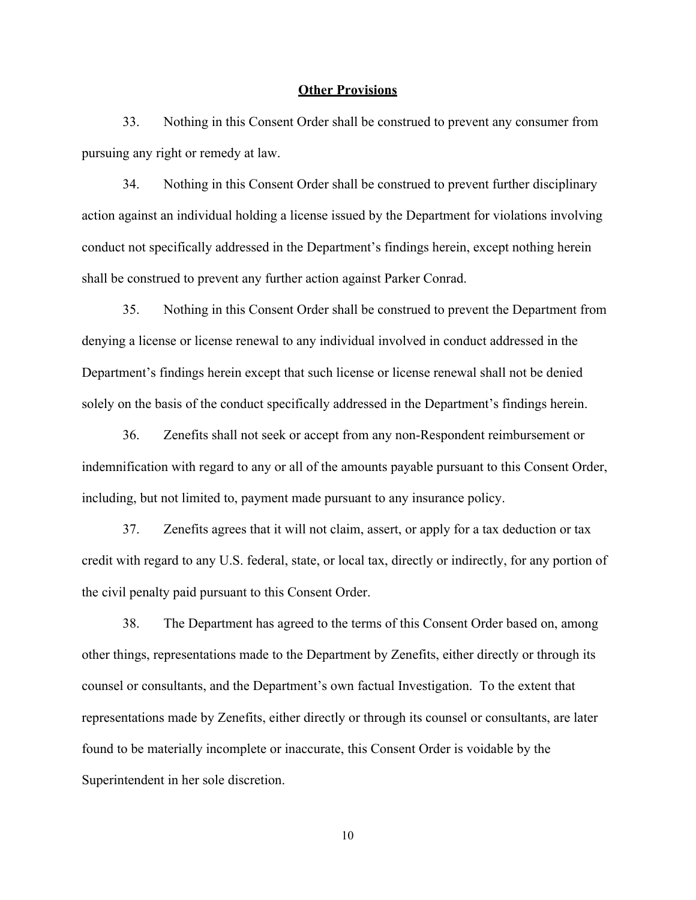## Other Provisions

33. Nothing in this Consent Order shall be construed to prevent any consumer from pursuing any right or remedy at law.

34. Nothing in this Consent Order shall be construed to prevent further disciplinary action against an individual holding a license issued by the Department for violations involving conduct not specifically addressed in the Department's findings herein, except nothing herein shall be construed to prevent any further action against Parker Conrad.

35. Nothing in this Consent Order shall be construed to prevent the Department from denying a license or license renewal to any individual involved in conduct addressed in the Department's findings herein except that such license or license renewal shall not be denied solely on the basis of the conduct specifically addressed in the Department's findings herein.

36. Zenefits shall not seek or accept from any non-Respondent reimbursement or indemnification with regard to any or all of the amounts payable pursuant to this Consent Order, including, but not limited to, payment made pursuant to any insurance policy.

37. Zenefits agrees that it will not claim, assert, or apply for a tax deduction or tax credit with regard to any U.S. federal, state, or local tax, directly or indirectly, for any portion of the civil penalty paid pursuant to this Consent Order.

38. The Department has agreed to the terms of this Consent Order based on, among other things, representations made to the Department by Zenefits, either directly or through its counsel or consultants, and the Department's own factual Investigation. To the extent that representations made by Zenefits, either directly or through its counsel or consultants, are later found to be materially incomplete or inaccurate, this Consent Order is voidable by the Superintendent in her sole discretion.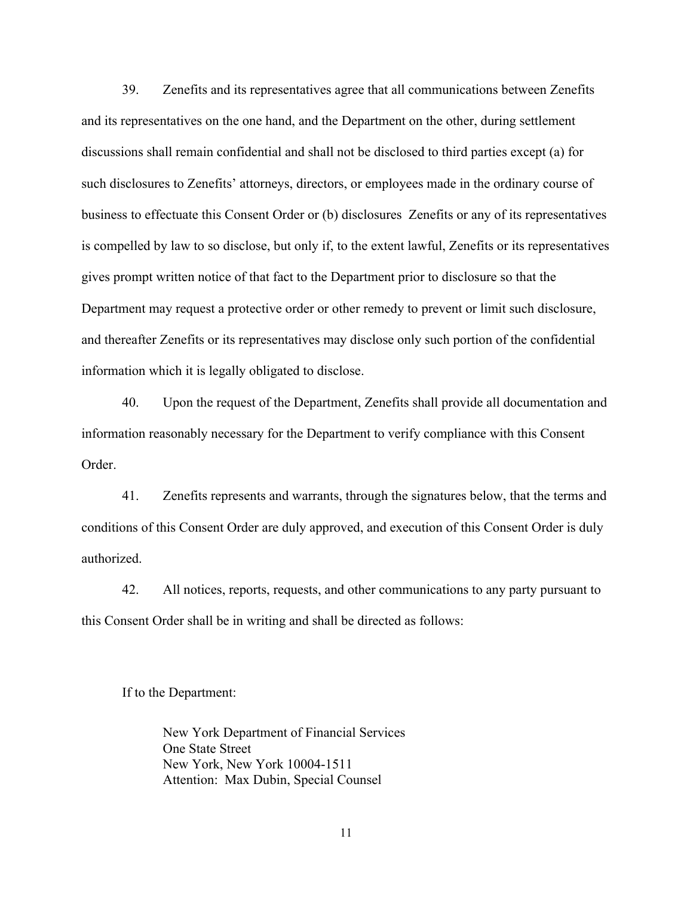39. Zenefits and its representatives agree that all communications between Zenefits and its representatives on the one hand, and the Department on the other, during settlement discussions shall remain confidential and shall not be disclosed to third parties except (a) for such disclosures to Zenefits' attorneys, directors, or employees made in the ordinary course of business to effectuate this Consent Order or (b) disclosures Zenefits or any of its representatives is compelled by law to so disclose, but only if, to the extent lawful, Zenefits or its representatives gives prompt written notice of that fact to the Department prior to disclosure so that the Department may request a protective order or other remedy to prevent or limit such disclosure, and thereafter Zenefits or its representatives may disclose only such portion of the confidential information which it is legally obligated to disclose.

40. Upon the request of the Department, Zenefits shall provide all documentation and information reasonably necessary for the Department to verify compliance with this Consent Order.

41. Zenefits represents and warrants, through the signatures below, that the terms and conditions of this Consent Order are duly approved, and execution of this Consent Order is duly authorized.

42. All notices, reports, requests, and other communications to any party pursuant to this Consent Order shall be in writing and shall be directed as follows:

If to the Department:

New York Department of Financial Services
One State Street
New York, New York 10004-1511
Attention: Max Dubin, Special Counsel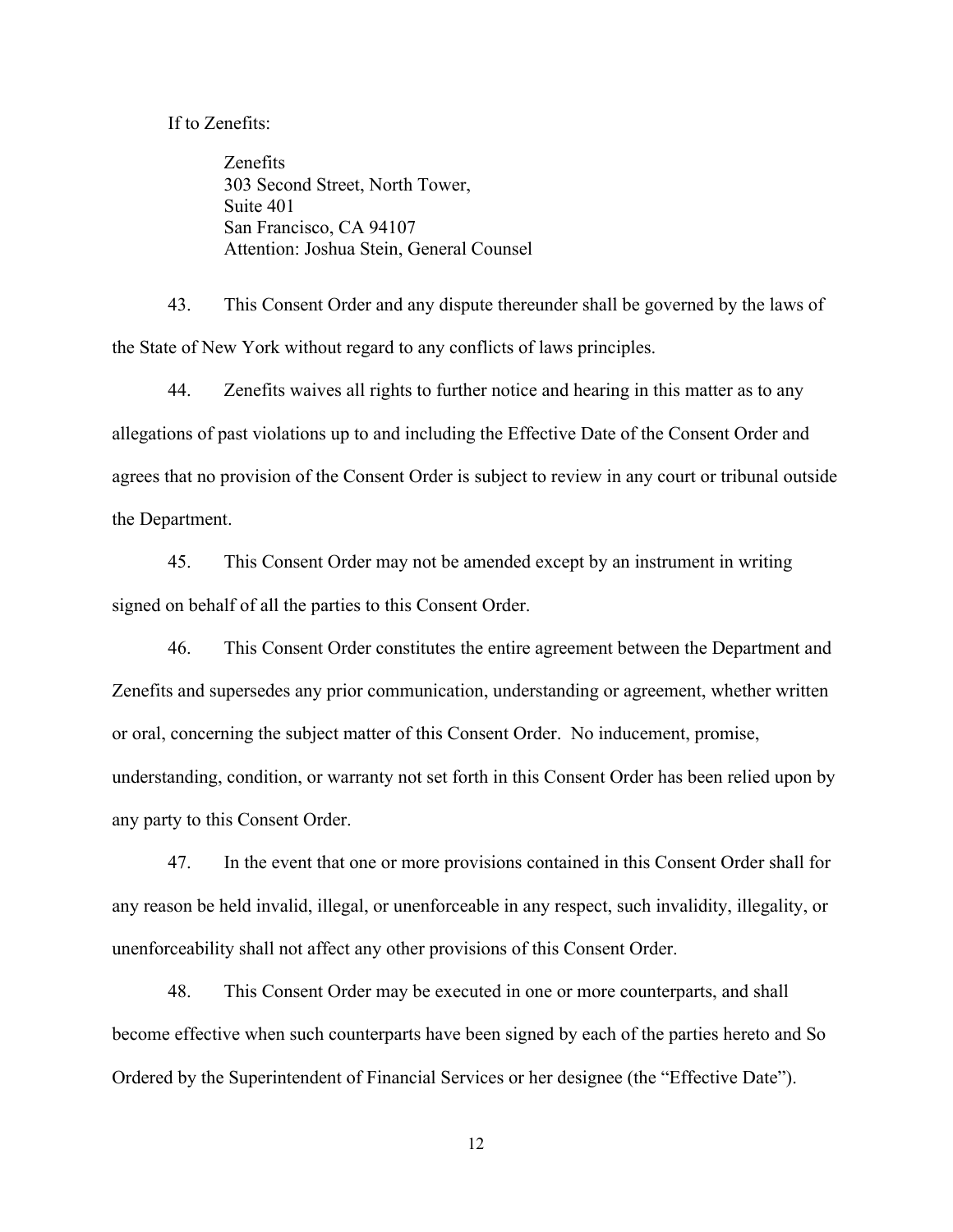If to Zenefits:

> Zenefits
> 303 Second Street, North Tower,
> Suite 401
> San Francisco, CA 94107
> Attention: Joshua Stein, General Counsel

43. This Consent Order and any dispute thereunder shall be governed by the laws of the State of New York without regard to any conflicts of laws principles.

44. Zenefits waives all rights to further notice and hearing in this matter as to any allegations of past violations up to and including the Effective Date of the Consent Order and agrees that no provision of the Consent Order is subject to review in any court or tribunal outside the Department.

45. This Consent Order may not be amended except by an instrument in writing signed on behalf of all the parties to this Consent Order.

46. This Consent Order constitutes the entire agreement between the Department and Zenefits and supersedes any prior communication, understanding or agreement, whether written or oral, concerning the subject matter of this Consent Order. No inducement, promise, understanding, condition, or warranty not set forth in this Consent Order has been relied upon by any party to this Consent Order.

47. In the event that one or more provisions contained in this Consent Order shall for any reason be held invalid, illegal, or unenforceable in any respect, such invalidity, illegality, or unenforceability shall not affect any other provisions of this Consent Order.

48. This Consent Order may be executed in one or more counterparts, and shall become effective when such counterparts have been signed by each of the parties hereto and So Ordered by the Superintendent of Financial Services or her designee (the "Effective Date").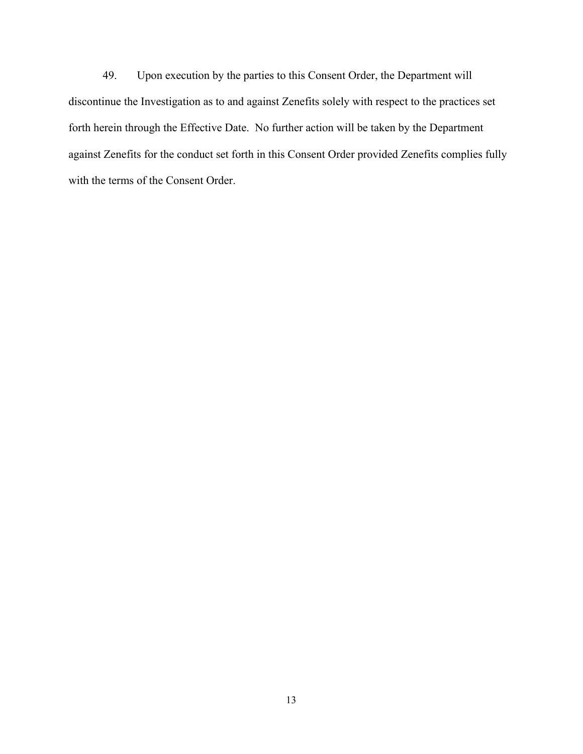49. Upon execution by the parties to this Consent Order, the Department will discontinue the Investigation as to and against Zenefits solely with respect to the practices set forth herein through the Effective Date. No further action will be taken by the Department against Zenefits for the conduct set forth in this Consent Order provided Zenefits complies fully with the terms of the Consent Order.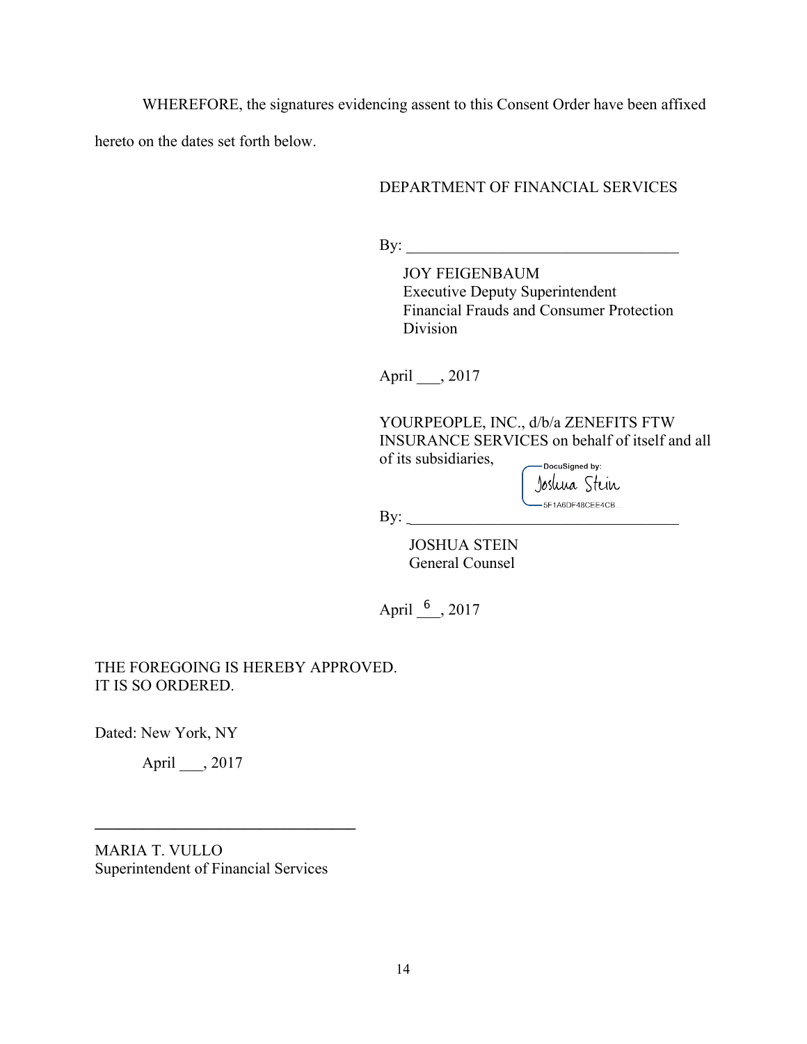WHEREFORE, the signatures evidencing assent to this Consent Order have been affixed hereto on the dates set forth below.

DEPARTMENT OF FINANCIAL SERVICES

By: ___________________________________

JOY FEIGENBAUM
Executive Deputy Superintendent
Financial Frauds and Consumer Protection Division

April ___, 2017

YOURPEOPLE, INC., d/b/a ZENEFITS FTW INSURANCE SERVICES on behalf of itself and all of its subsidiaries,

DocuSigned by:
Joshua Stein
5F1A6DF48CEE4CB...

By: ___________________________________

JOSHUA STEIN
General Counsel

April 6, 2017

THE FOREGOING IS HEREBY APPROVED.
IT IS SO ORDERED.

Dated: New York, NY

April ___, 2017

_________________________________

MARIA T. VULLO
Superintendent of Financial Services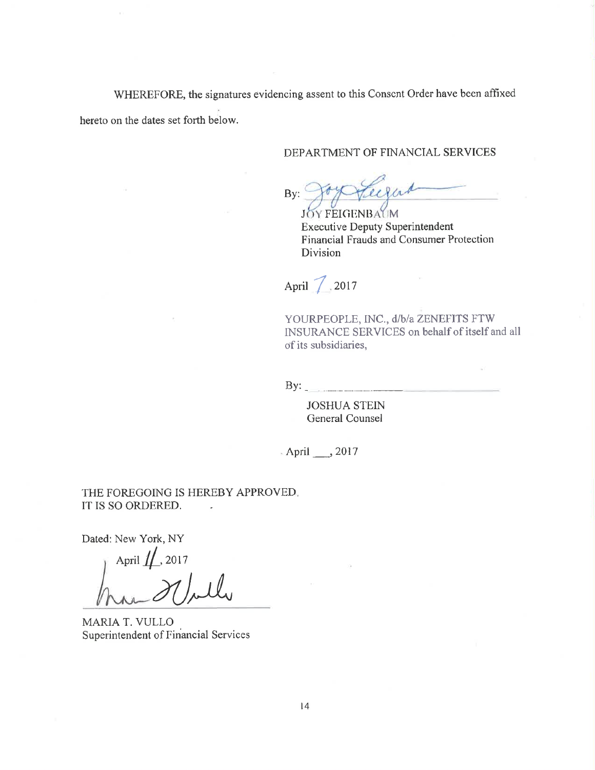WHEREFORE, the signatures evidencing assent to this Consent Order have been affixed hereto on the dates set forth below.

DEPARTMENT OF FINANCIAL SERVICES

By: ______________________________

JOY FEIGENBAUM
Executive Deputy Superintendent
Financial Frauds and Consumer Protection Division

April 7, 2017

YOURPEOPLE, INC., d/b/a ZENEFITS FTW INSURANCE SERVICES on behalf of itself and all of its subsidiaries,

By: ______________________________

JOSHUA STEIN
General Counsel

April ___, 2017

THE FOREGOING IS HEREBY APPROVED.
IT IS SO ORDERED.

Dated: New York, NY

April 11, 2017

______________________________

MARIA T. VULLO
Superintendent of Financial Services